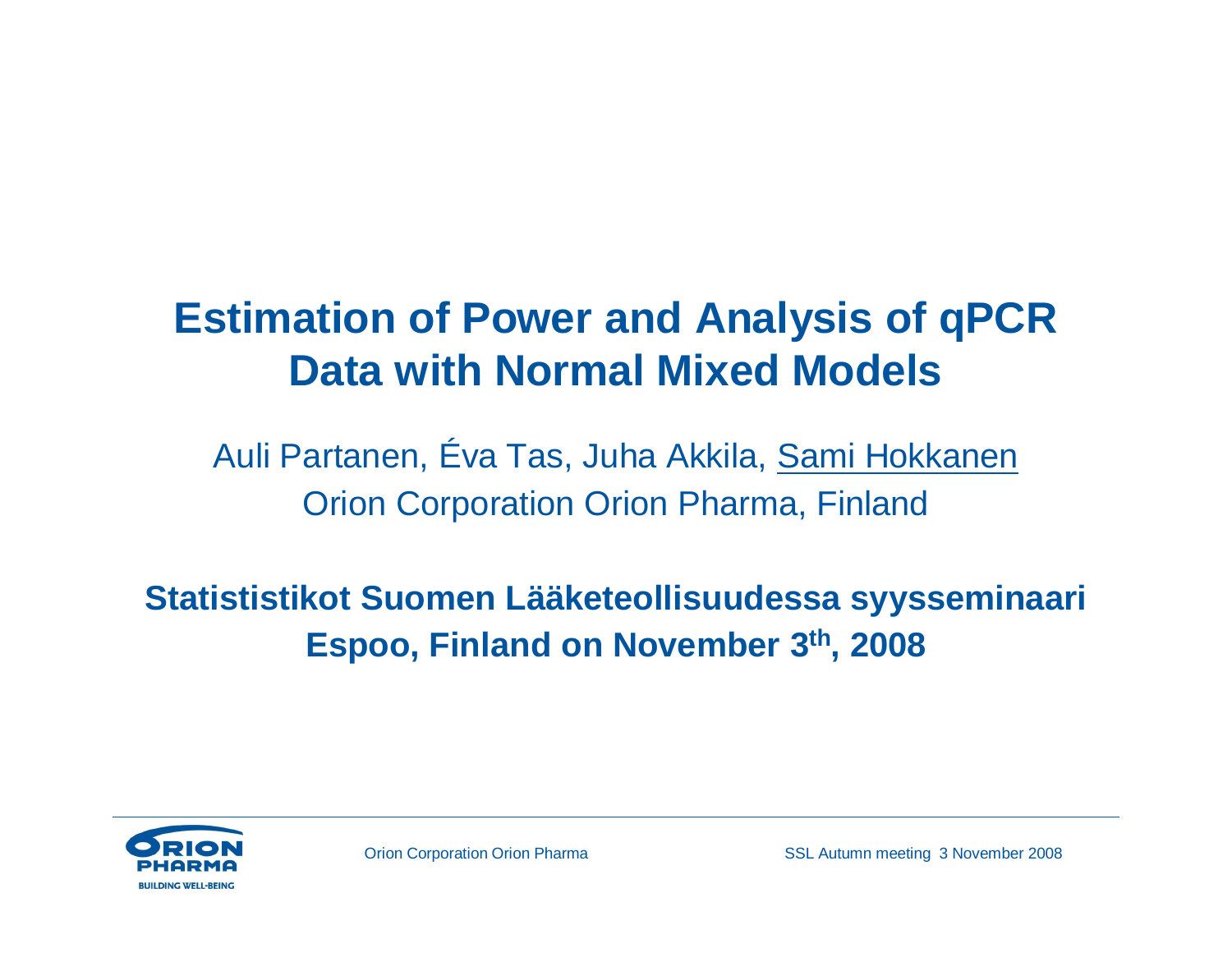# Estimation of Power and Analysis of qPCR Data with Normal Mixed Models

Auli Partanen, Éva Tas, Juha Akkila, Sami Hokkanen

Orion Corporation Orion Pharma, Finland

**Statististikot Suomen Lääketeollisuudessa syysseminaari**

**Espoo, Finland on November 3th, 2008**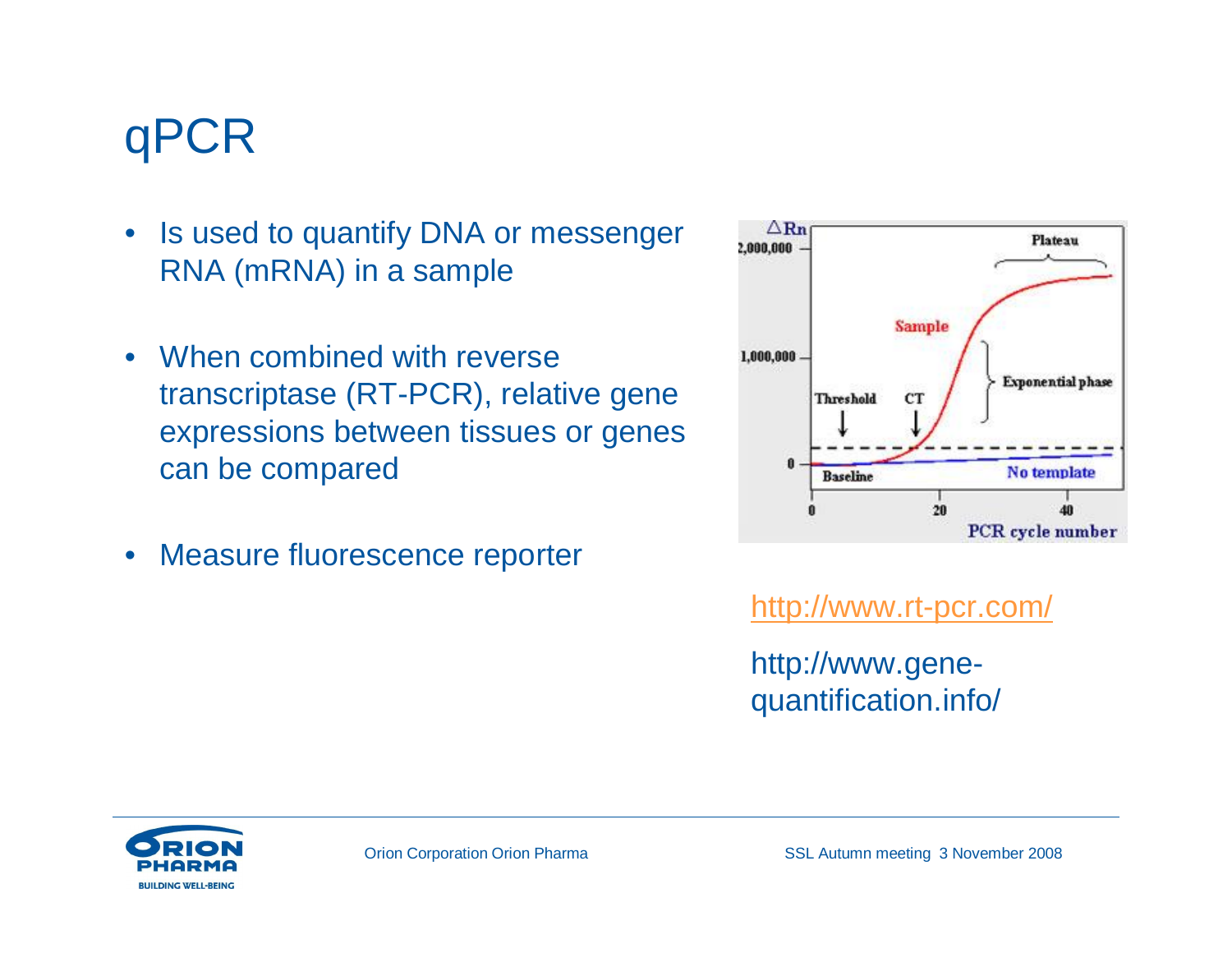# qPCR

- Is used to quantify DNA or messenger RNA (mRNA) in a sample
- When combined with reverse transcriptase (RT-PCR), relative gene expressions between tissues or genes can be compared
- Measure fluorescence reporter

http://www.rt-pcr.com/

http://www.gene-quantification.info/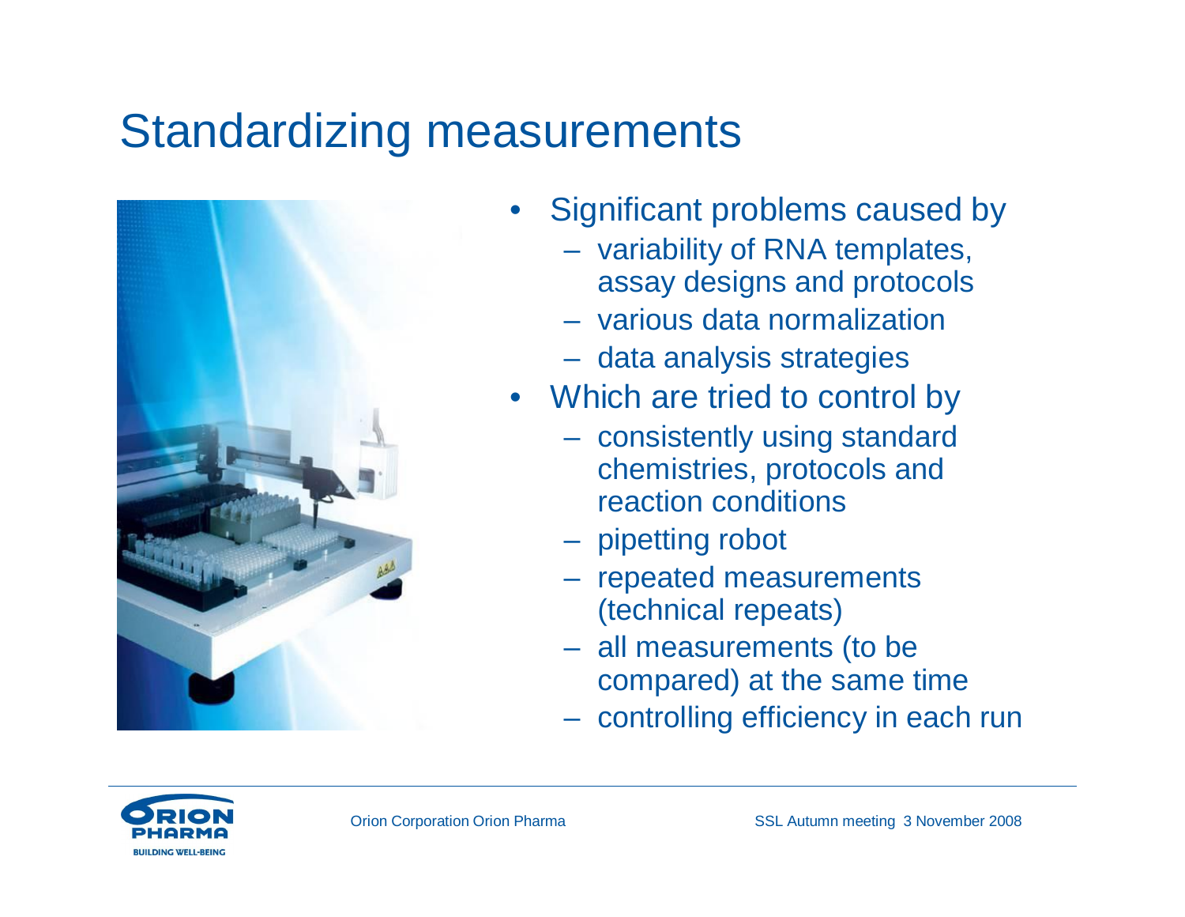# Standardizing measurements

- Significant problems caused by
  - variability of RNA templates, assay designs and protocols
  - various data normalization
  - data analysis strategies
- Which are tried to control by
  - consistently using standard chemistries, protocols and reaction conditions
  - pipetting robot
  - repeated measurements (technical repeats)
  - all measurements (to be compared) at the same time
  - controlling efficiency in each run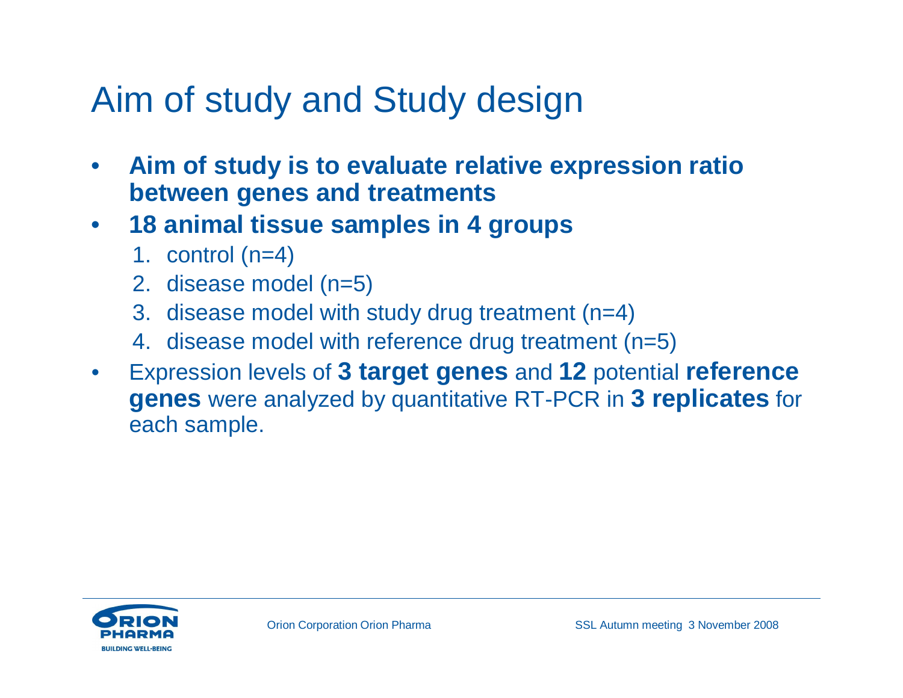# Aim of study and Study design

- **Aim of study is to evaluate relative expression ratio between genes and treatments**
- **18 animal tissue samples in 4 groups**
  1. control (n=4)
  2. disease model (n=5)
  3. disease model with study drug treatment (n=4)
  4. disease model with reference drug treatment (n=5)
- Expression levels of **3 target genes** and **12** potential **reference genes** were analyzed by quantitative RT-PCR in **3 replicates** for each sample.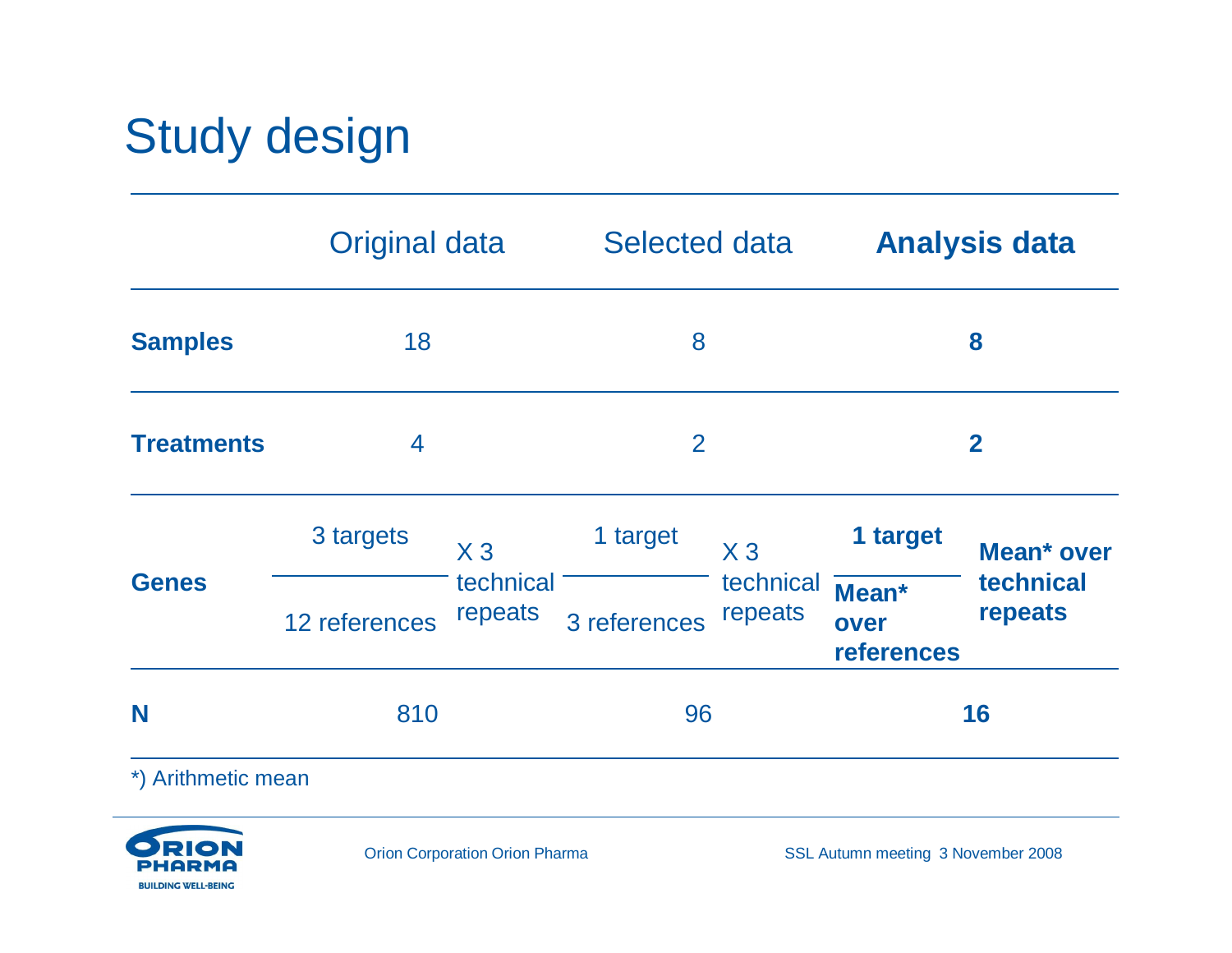# Study design

| | Original data | | Selected data | | **Analysis data** | |
|---|---|---|---|---|---|---|
| **Samples** | 18 | | 8 | | **8** | |
| **Treatments** | 4 | | 2 | | **2** | |
| **Genes** | 3 targets / 12 references | X 3 technical repeats | 1 target / 3 references | X 3 technical repeats | **1 target / Mean* over references** | **Mean* over technical repeats** |
| **N** | 810 | | 96 | | **16** | |

*) Arithmetic mean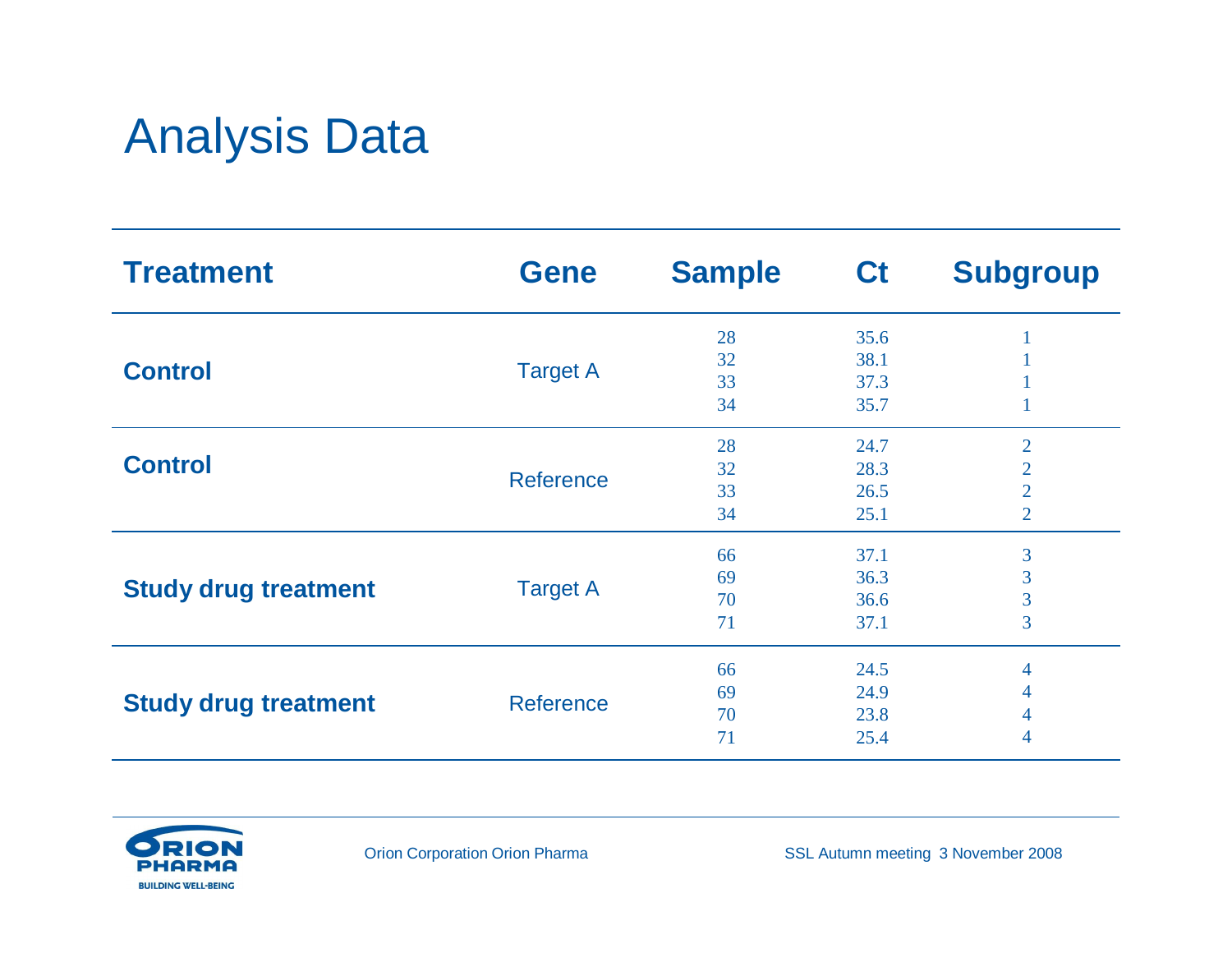# Analysis Data

| Treatment | Gene | Sample | Ct | Subgroup |
|---|---|---|---|---|
| **Control** | Target A | 28 | 35.6 | 1 |
| | | 32 | 38.1 | 1 |
| | | 33 | 37.3 | 1 |
| | | 34 | 35.7 | 1 |
| **Control** | Reference | 28 | 24.7 | 2 |
| | | 32 | 28.3 | 2 |
| | | 33 | 26.5 | 2 |
| | | 34 | 25.1 | 2 |
| **Study drug treatment** | Target A | 66 | 37.1 | 3 |
| | | 69 | 36.3 | 3 |
| | | 70 | 36.6 | 3 |
| | | 71 | 37.1 | 3 |
| **Study drug treatment** | Reference | 66 | 24.5 | 4 |
| | | 69 | 24.9 | 4 |
| | | 70 | 23.8 | 4 |
| | | 71 | 25.4 | 4 |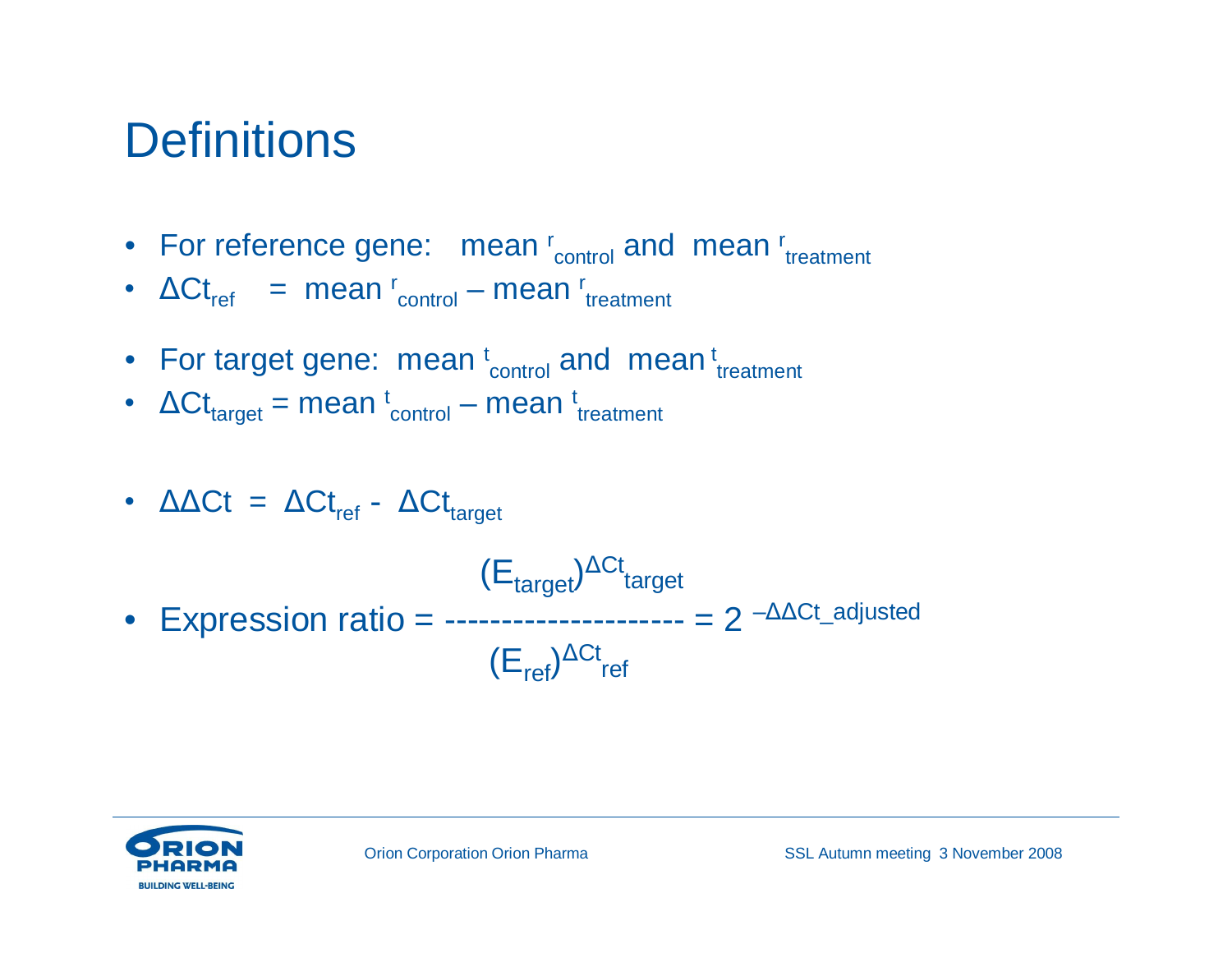# Definitions

- For reference gene: $\text{mean}^{\,r}_{\,control}$ and $\text{mean}^{\,r}_{\,treatment}$
- $\Delta Ct_{ref} = \text{mean}^{\,r}_{\,control} - \text{mean}^{\,r}_{\,treatment}$
- For target gene: $\text{mean}^{\,t}_{\,control}$ and $\text{mean}^{\,t}_{\,treatment}$
- $\Delta Ct_{target} = \text{mean}^{\,t}_{\,control} - \text{mean}^{\,t}_{\,treatment}$
- $\Delta\Delta Ct = \Delta Ct_{ref} - \Delta Ct_{target}$
- $$\text{Expression ratio} = \frac{(E_{target})^{\Delta Ct_{target}}}{(E_{ref})^{\Delta Ct_{ref}}} = 2^{-\Delta\Delta Ct\_adjusted}$$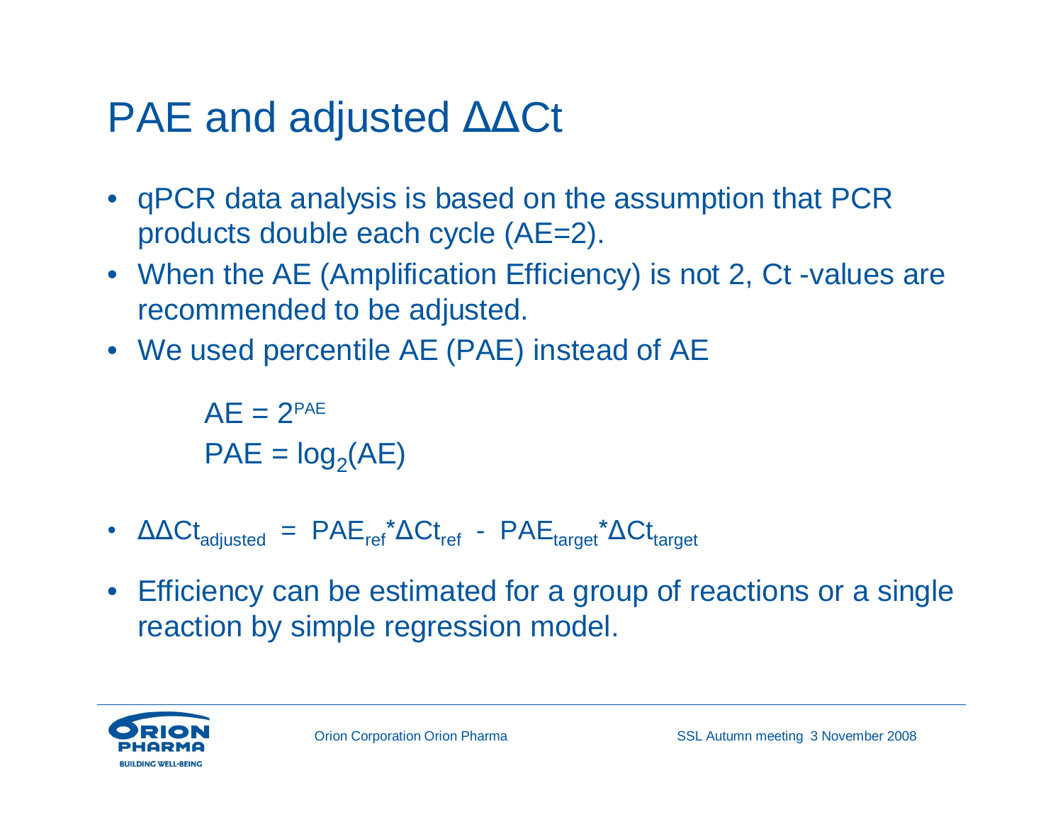# PAE and adjusted ΔΔCt

- qPCR data analysis is based on the assumption that PCR products double each cycle (AE=2).
- When the AE (Amplification Efficiency) is not 2, Ct -values are recommended to be adjusted.
- We used percentile AE (PAE) instead of AE

$$AE = 2^{PAE}$$
$$PAE = \log_2(AE)$$

- $\Delta\Delta Ct_{adjusted} = PAE_{ref} * \Delta Ct_{ref} - PAE_{target} * \Delta Ct_{target}$
- Efficiency can be estimated for a group of reactions or a single reaction by simple regression model.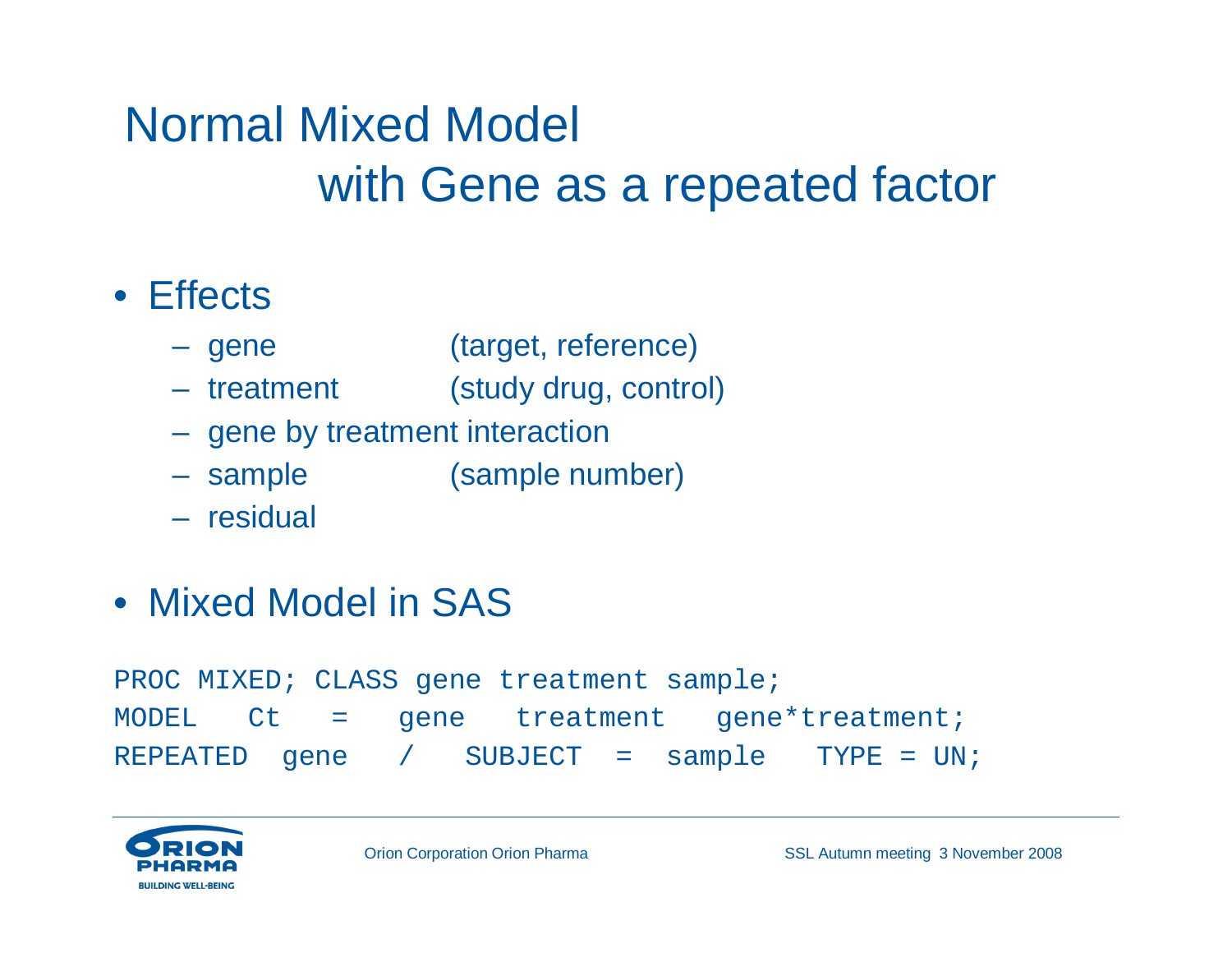# Normal Mixed Model with Gene as a repeated factor

- Effects
  - gene (target, reference)
  - treatment (study drug, control)
  - gene by treatment interaction
  - sample (sample number)
  - residual

- Mixed Model in SAS

```
PROC MIXED; CLASS gene treatment sample;
MODEL   Ct   =   gene   treatment   gene*treatment;
REPEATED  gene   /   SUBJECT  =  sample   TYPE = UN;
```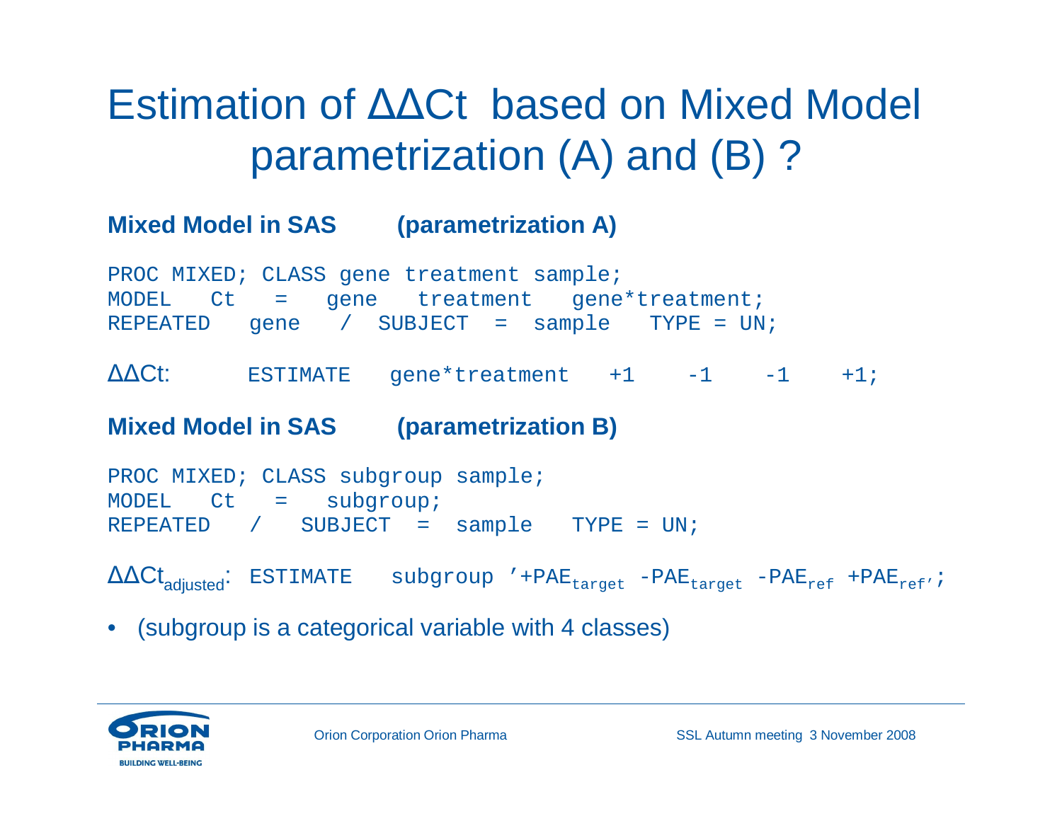# Estimation of ΔΔCt based on Mixed Model parametrization (A) and (B) ?

**Mixed Model in SAS (parametrization A)**

```
PROC MIXED; CLASS gene treatment sample;
MODEL   Ct   =   gene   treatment   gene*treatment;
REPEATED   gene   /  SUBJECT  =  sample   TYPE = UN;
```

ΔΔCt: `ESTIMATE   gene*treatment   +1    -1    -1    +1;`

**Mixed Model in SAS (parametrization B)**

```
PROC MIXED; CLASS subgroup sample;
MODEL   Ct   =   subgroup;
REPEATED   /   SUBJECT  =  sample   TYPE = UN;
```

$\Delta\Delta Ct_{adjusted}$: ESTIMATE subgroup '+$PAE_{target}$ -$PAE_{target}$ -$PAE_{ref}$ +$PAE_{ref'}$;

- (subgroup is a categorical variable with 4 classes)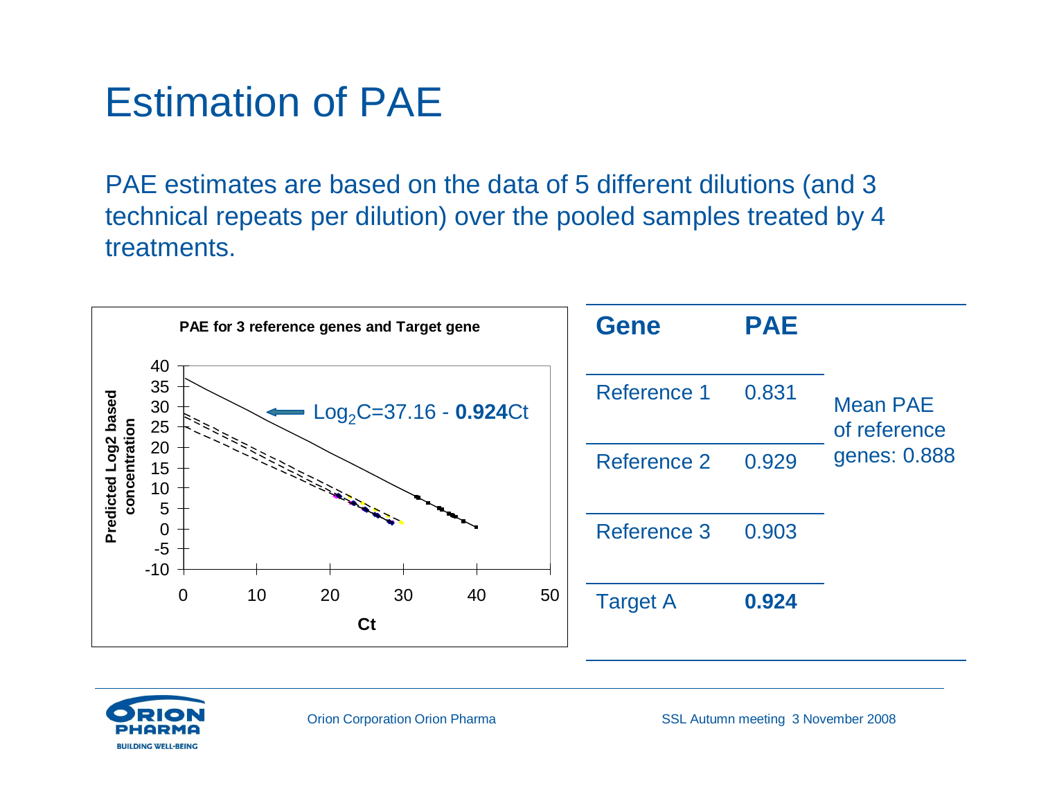# Estimation of PAE

PAE estimates are based on the data of 5 different dilutions (and 3 technical repeats per dilution) over the pooled samples treated by 4 treatments.

**PAE for 3 reference genes and Target gene**

$\text{Log}_2\text{C}=37.16 - \mathbf{0.924}\text{Ct}$

| Gene | PAE | |
|---|---|---|
| Reference 1 | 0.831 | Mean PAE of reference genes: 0.888 |
| Reference 2 | 0.929 | |
| Reference 3 | 0.903 | |
| Target A | **0.924** | |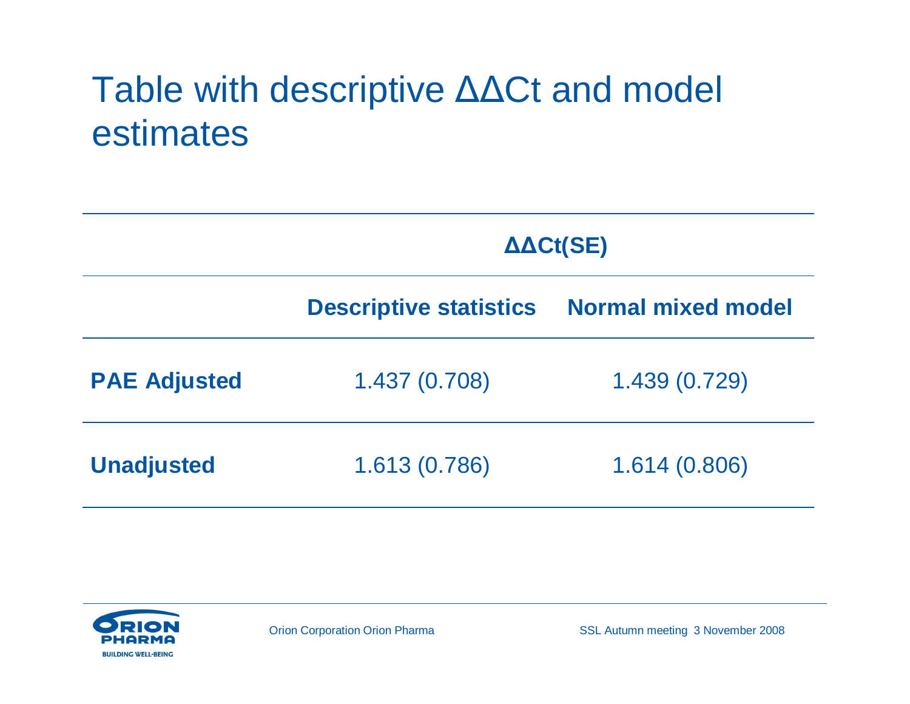# Table with descriptive ΔΔCt and model estimates

| | ΔΔCt(SE) | |
|---|---|---|
| | **Descriptive statistics** | **Normal mixed model** |
| **PAE Adjusted** | 1.437 (0.708) | 1.439 (0.729) |
| **Unadjusted** | 1.613 (0.786) | 1.614 (0.806) |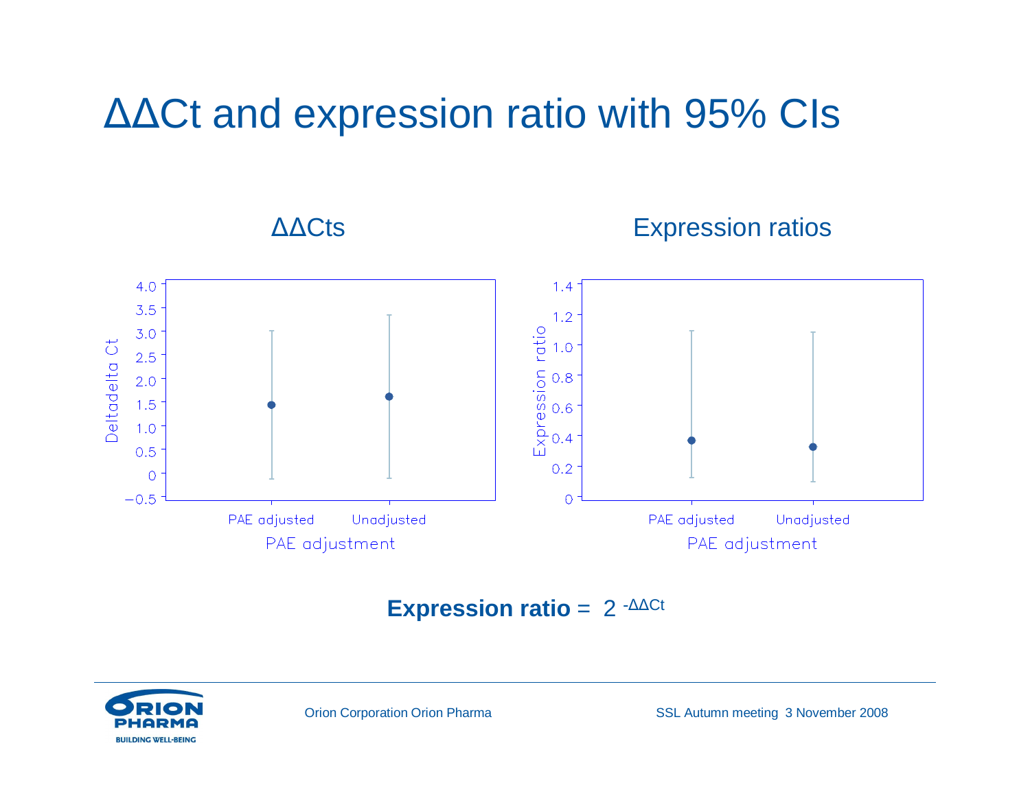# ΔΔCt and expression ratio with 95% CIs

ΔΔCts

Expression ratios

**Expression ratio** = $2^{-\Delta\Delta Ct}$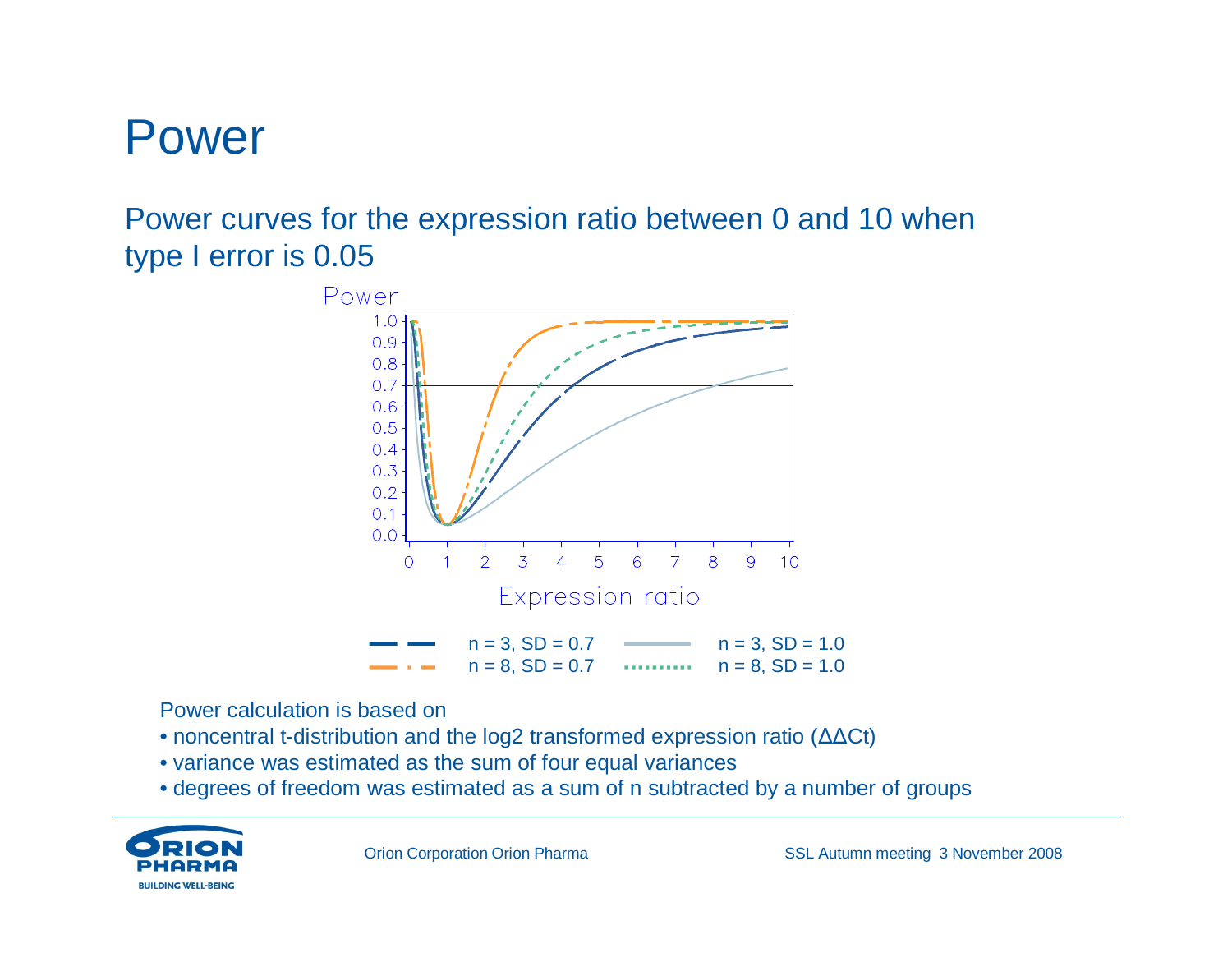# Power

Power curves for the expression ratio between 0 and 10 when type I error is 0.05

Power calculation is based on

- noncentral t-distribution and the log2 transformed expression ratio (ΔΔCt)
- variance was estimated as the sum of four equal variances
- degrees of freedom was estimated as a sum of n subtracted by a number of groups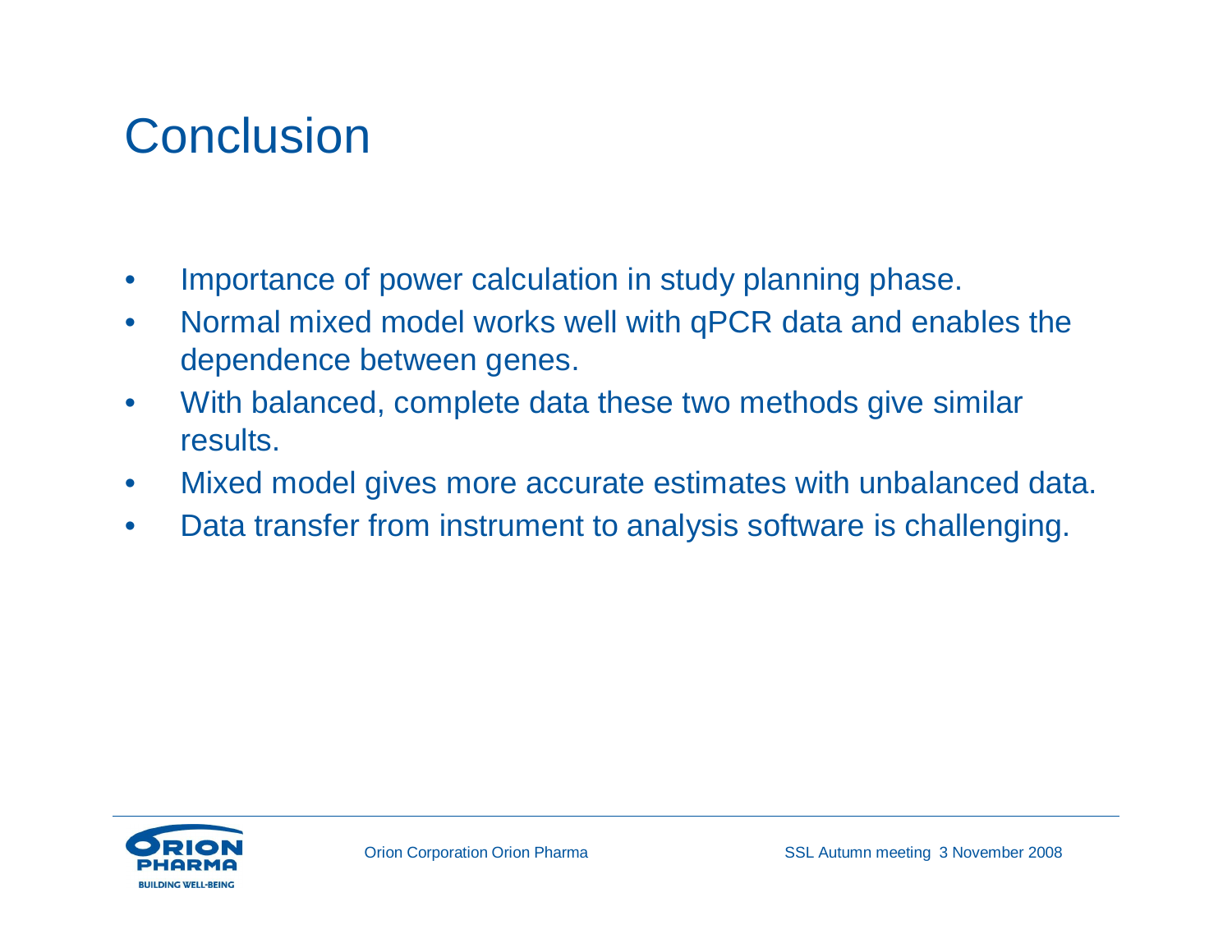# Conclusion

- Importance of power calculation in study planning phase.
- Normal mixed model works well with qPCR data and enables the dependence between genes.
- With balanced, complete data these two methods give similar results.
- Mixed model gives more accurate estimates with unbalanced data.
- Data transfer from instrument to analysis software is challenging.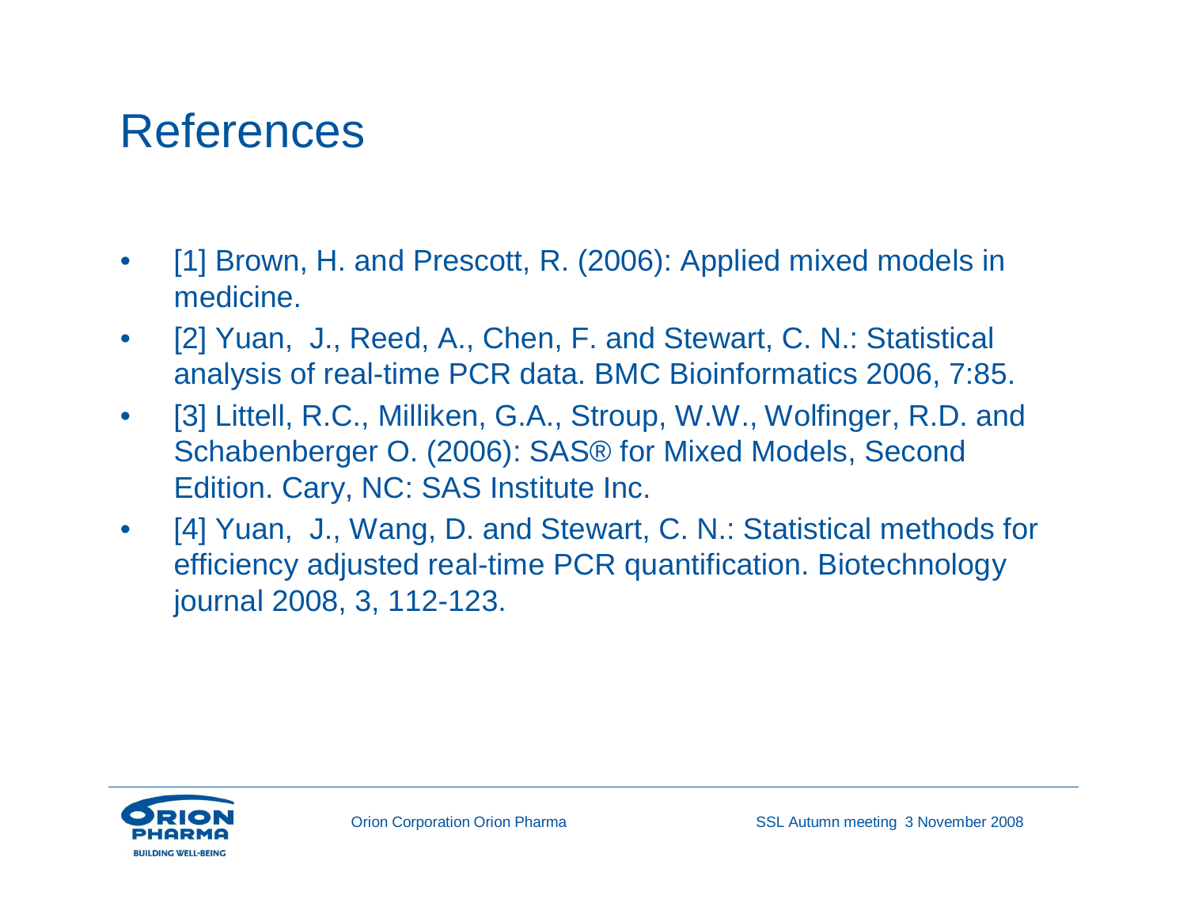# References

- [1] Brown, H. and Prescott, R. (2006): Applied mixed models in medicine.
- [2] Yuan,  J., Reed, A., Chen, F. and Stewart, C. N.: Statistical analysis of real-time PCR data. BMC Bioinformatics 2006, 7:85.
- [3] Littell, R.C., Milliken, G.A., Stroup, W.W., Wolfinger, R.D. and Schabenberger O. (2006): SAS® for Mixed Models, Second Edition. Cary, NC: SAS Institute Inc.
- [4] Yuan,  J., Wang, D. and Stewart, C. N.: Statistical methods for efficiency adjusted real-time PCR quantification. Biotechnology journal 2008, 3, 112-123.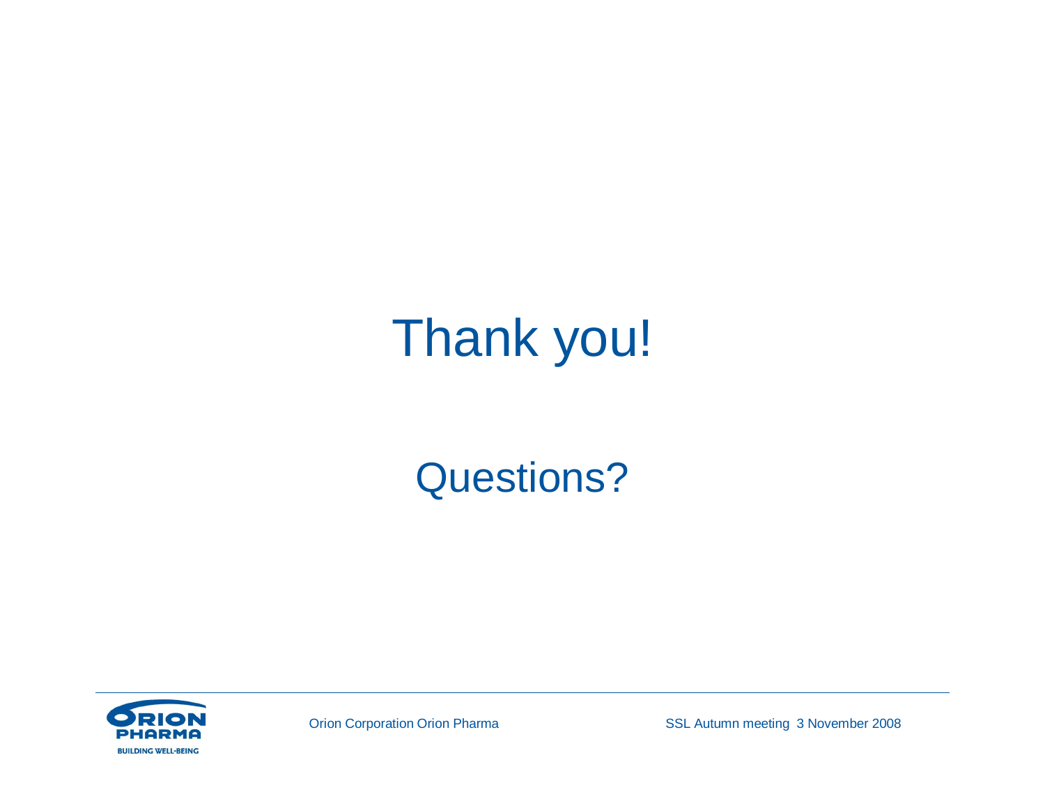# Thank you!

## Questions?